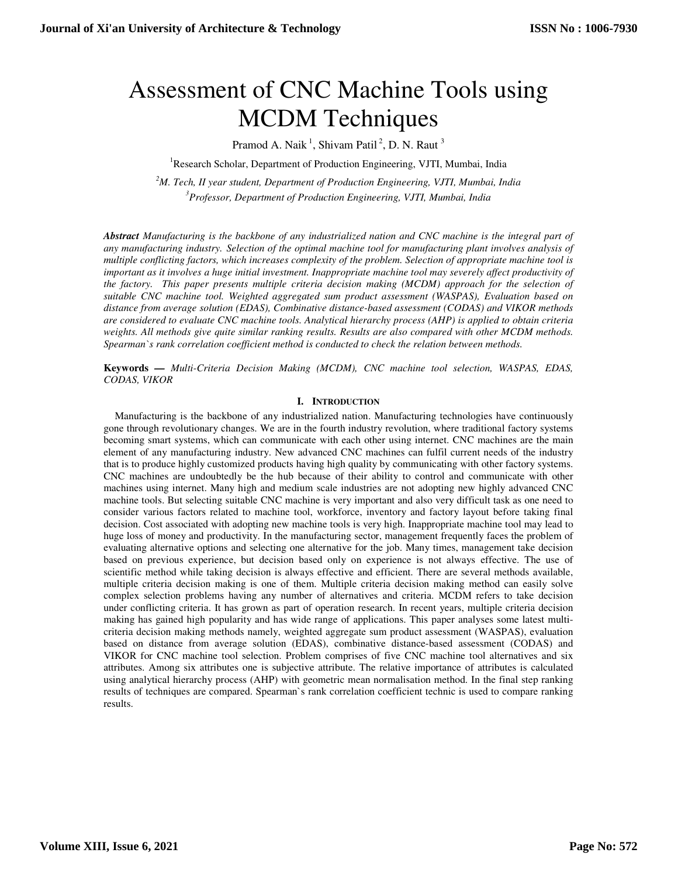# Assessment of CNC Machine Tools using MCDM Techniques

Pramod A. Naik [1], Shivam Patil [2], D. N. Raut [3]

[1]Research Scholar, Department of Production Engineering, VJTI, Mumbai, India

[2]*M. Tech, II year student, Department of Production Engineering, VJTI, Mumbai, India*

[3]*Professor, Department of Production Engineering, VJTI, Mumbai, India*

***Abstract*** *Manufacturing is the backbone of any industrialized nation and CNC machine is the integral part of any manufacturing industry. Selection of the optimal machine tool for manufacturing plant involves analysis of multiple conflicting factors, which increases complexity of the problem. Selection of appropriate machine tool is important as it involves a huge initial investment. Inappropriate machine tool may severely affect productivity of the factory. This paper presents multiple criteria decision making (MCDM) approach for the selection of suitable CNC machine tool. Weighted aggregated sum product assessment (WASPAS), Evaluation based on distance from average solution (EDAS), Combinative distance-based assessment (CODAS) and VIKOR methods are considered to evaluate CNC machine tools. Analytical hierarchy process (AHP) is applied to obtain criteria weights. All methods give quite similar ranking results. Results are also compared with other MCDM methods. Spearman`s rank correlation coefficient method is conducted to check the relation between methods.*

**Keywords —** *Multi-Criteria Decision Making (MCDM), CNC machine tool selection, WASPAS, EDAS, CODAS, VIKOR*

## I. Introduction

Manufacturing is the backbone of any industrialized nation. Manufacturing technologies have continuously gone through revolutionary changes. We are in the fourth industry revolution, where traditional factory systems becoming smart systems, which can communicate with each other using internet. CNC machines are the main element of any manufacturing industry. New advanced CNC machines can fulfil current needs of the industry that is to produce highly customized products having high quality by communicating with other factory systems. CNC machines are undoubtedly be the hub because of their ability to control and communicate with other machines using internet. Many high and medium scale industries are not adopting new highly advanced CNC machine tools. But selecting suitable CNC machine is very important and also very difficult task as one need to consider various factors related to machine tool, workforce, inventory and factory layout before taking final decision. Cost associated with adopting new machine tools is very high. Inappropriate machine tool may lead to huge loss of money and productivity. In the manufacturing sector, management frequently faces the problem of evaluating alternative options and selecting one alternative for the job. Many times, management take decision based on previous experience, but decision based only on experience is not always effective. The use of scientific method while taking decision is always effective and efficient. There are several methods available, multiple criteria decision making is one of them. Multiple criteria decision making method can easily solve complex selection problems having any number of alternatives and criteria. MCDM refers to take decision under conflicting criteria. It has grown as part of operation research. In recent years, multiple criteria decision making has gained high popularity and has wide range of applications. This paper analyses some latest multi-criteria decision making methods namely, weighted aggregate sum product assessment (WASPAS), evaluation based on distance from average solution (EDAS), combinative distance-based assessment (CODAS) and VIKOR for CNC machine tool selection. Problem comprises of five CNC machine tool alternatives and six attributes. Among six attributes one is subjective attribute. The relative importance of attributes is calculated using analytical hierarchy process (AHP) with geometric mean normalisation method. In the final step ranking results of techniques are compared. Spearman`s rank correlation coefficient technic is used to compare ranking results.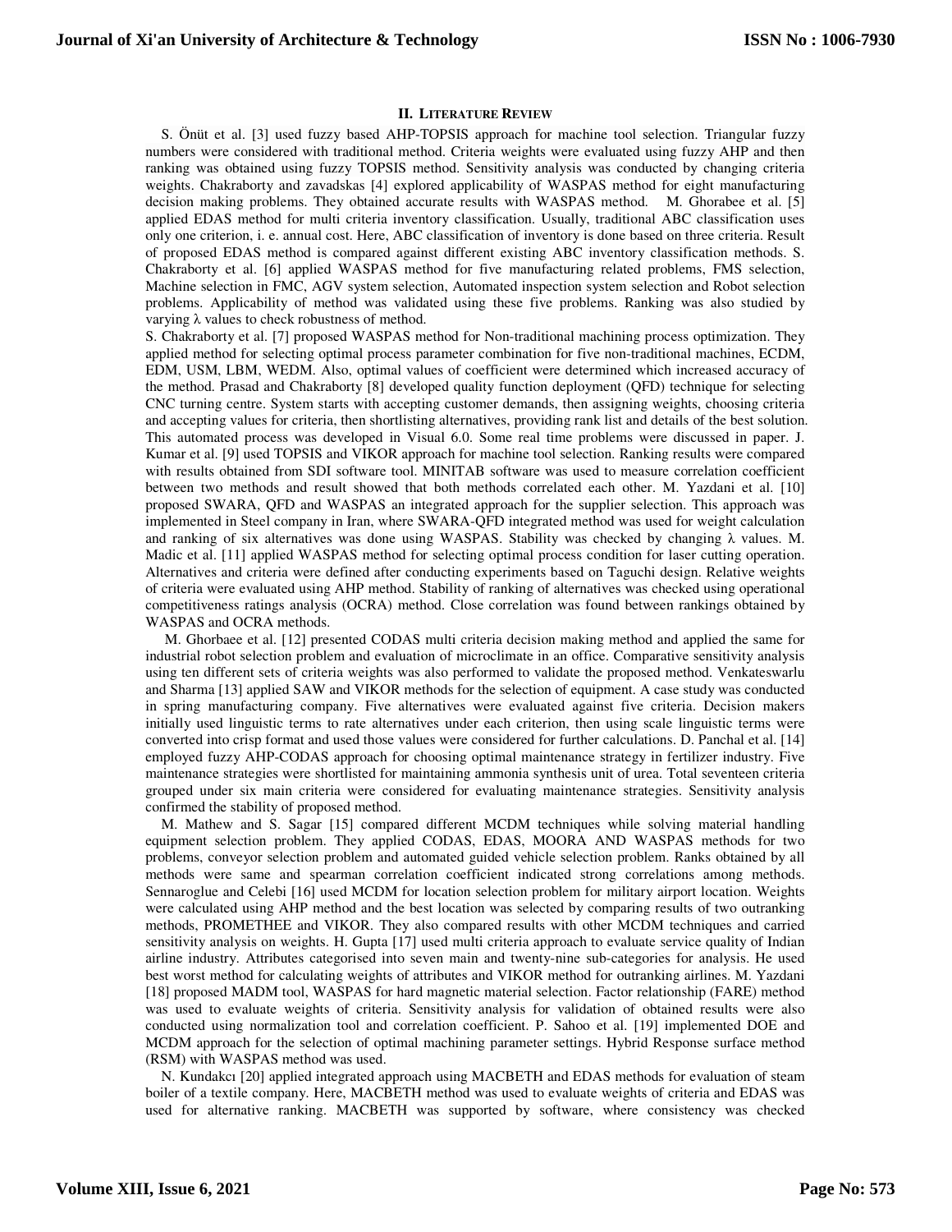## II. LITERATURE REVIEW

S. Önüt et al. [3] used fuzzy based AHP-TOPSIS approach for machine tool selection. Triangular fuzzy numbers were considered with traditional method. Criteria weights were evaluated using fuzzy AHP and then ranking was obtained using fuzzy TOPSIS method. Sensitivity analysis was conducted by changing criteria weights. Chakraborty and zavadskas [4] explored applicability of WASPAS method for eight manufacturing decision making problems. They obtained accurate results with WASPAS method. M. Ghorabee et al. [5] applied EDAS method for multi criteria inventory classification. Usually, traditional ABC classification uses only one criterion, i. e. annual cost. Here, ABC classification of inventory is done based on three criteria. Result of proposed EDAS method is compared against different existing ABC inventory classification methods. S. Chakraborty et al. [6] applied WASPAS method for five manufacturing related problems, FMS selection, Machine selection in FMC, AGV system selection, Automated inspection system selection and Robot selection problems. Applicability of method was validated using these five problems. Ranking was also studied by varying λ values to check robustness of method.

S. Chakraborty et al. [7] proposed WASPAS method for Non-traditional machining process optimization. They applied method for selecting optimal process parameter combination for five non-traditional machines, ECDM, EDM, USM, LBM, WEDM. Also, optimal values of coefficient were determined which increased accuracy of the method. Prasad and Chakraborty [8] developed quality function deployment (QFD) technique for selecting CNC turning centre. System starts with accepting customer demands, then assigning weights, choosing criteria and accepting values for criteria, then shortlisting alternatives, providing rank list and details of the best solution. This automated process was developed in Visual 6.0. Some real time problems were discussed in paper. J. Kumar et al. [9] used TOPSIS and VIKOR approach for machine tool selection. Ranking results were compared with results obtained from SDI software tool. MINITAB software was used to measure correlation coefficient between two methods and result showed that both methods correlated each other. M. Yazdani et al. [10] proposed SWARA, QFD and WASPAS an integrated approach for the supplier selection. This approach was implemented in Steel company in Iran, where SWARA-QFD integrated method was used for weight calculation and ranking of six alternatives was done using WASPAS. Stability was checked by changing λ values. M. Madic et al. [11] applied WASPAS method for selecting optimal process condition for laser cutting operation. Alternatives and criteria were defined after conducting experiments based on Taguchi design. Relative weights of criteria were evaluated using AHP method. Stability of ranking of alternatives was checked using operational competitiveness ratings analysis (OCRA) method. Close correlation was found between rankings obtained by WASPAS and OCRA methods.

M. Ghorbaee et al. [12] presented CODAS multi criteria decision making method and applied the same for industrial robot selection problem and evaluation of microclimate in an office. Comparative sensitivity analysis using ten different sets of criteria weights was also performed to validate the proposed method. Venkateswarlu and Sharma [13] applied SAW and VIKOR methods for the selection of equipment. A case study was conducted in spring manufacturing company. Five alternatives were evaluated against five criteria. Decision makers initially used linguistic terms to rate alternatives under each criterion, then using scale linguistic terms were converted into crisp format and used those values were considered for further calculations. D. Panchal et al. [14] employed fuzzy AHP-CODAS approach for choosing optimal maintenance strategy in fertilizer industry. Five maintenance strategies were shortlisted for maintaining ammonia synthesis unit of urea. Total seventeen criteria grouped under six main criteria were considered for evaluating maintenance strategies. Sensitivity analysis confirmed the stability of proposed method.

M. Mathew and S. Sagar [15] compared different MCDM techniques while solving material handling equipment selection problem. They applied CODAS, EDAS, MOORA AND WASPAS methods for two problems, conveyor selection problem and automated guided vehicle selection problem. Ranks obtained by all methods were same and spearman correlation coefficient indicated strong correlations among methods. Sennaroglue and Celebi [16] used MCDM for location selection problem for military airport location. Weights were calculated using AHP method and the best location was selected by comparing results of two outranking methods, PROMETHEE and VIKOR. They also compared results with other MCDM techniques and carried sensitivity analysis on weights. H. Gupta [17] used multi criteria approach to evaluate service quality of Indian airline industry. Attributes categorised into seven main and twenty-nine sub-categories for analysis. He used best worst method for calculating weights of attributes and VIKOR method for outranking airlines. M. Yazdani [18] proposed MADM tool, WASPAS for hard magnetic material selection. Factor relationship (FARE) method was used to evaluate weights of criteria. Sensitivity analysis for validation of obtained results were also conducted using normalization tool and correlation coefficient. P. Sahoo et al. [19] implemented DOE and MCDM approach for the selection of optimal machining parameter settings. Hybrid Response surface method (RSM) with WASPAS method was used.

N. Kundakcı [20] applied integrated approach using MACBETH and EDAS methods for evaluation of steam boiler of a textile company. Here, MACBETH method was used to evaluate weights of criteria and EDAS was used for alternative ranking. MACBETH was supported by software, where consistency was checked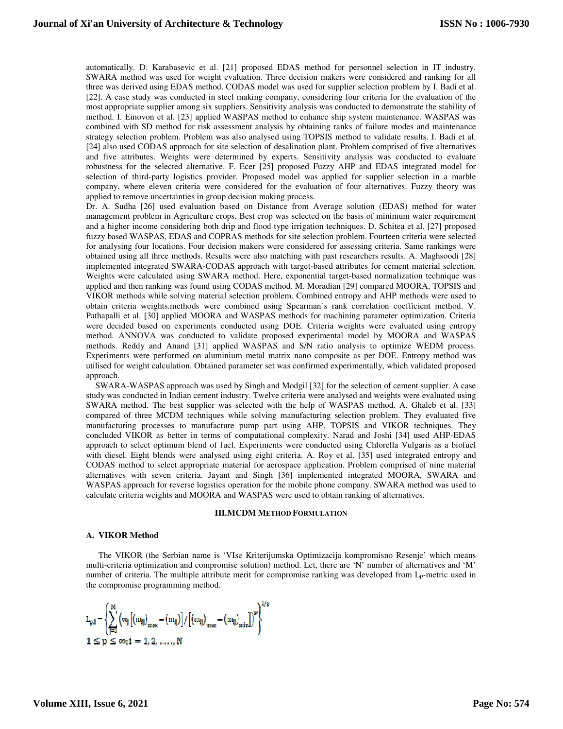automatically. D. Karabasevic et al. [21] proposed EDAS method for personnel selection in IT industry. SWARA method was used for weight evaluation. Three decision makers were considered and ranking for all three was derived using EDAS method. CODAS model was used for supplier selection problem by I. Badi et al. [22]. A case study was conducted in steel making company, considering four criteria for the evaluation of the most appropriate supplier among six suppliers. Sensitivity analysis was conducted to demonstrate the stability of method. I. Emovon et al. [23] applied WASPAS method to enhance ship system maintenance. WASPAS was combined with SD method for risk assessment analysis by obtaining ranks of failure modes and maintenance strategy selection problem. Problem was also analysed using TOPSIS method to validate results. I. Badi et al. [24] also used CODAS approach for site selection of desalination plant. Problem comprised of five alternatives and five attributes. Weights were determined by experts. Sensitivity analysis was conducted to evaluate robustness for the selected alternative. F. Ecer [25] proposed Fuzzy AHP and EDAS integrated model for selection of third-party logistics provider. Proposed model was applied for supplier selection in a marble company, where eleven criteria were considered for the evaluation of four alternatives. Fuzzy theory was applied to remove uncertainties in group decision making process.

Dr. A. Sudha [26] used evaluation based on Distance from Average solution (EDAS) method for water management problem in Agriculture crops. Best crop was selected on the basis of minimum water requirement and a higher income considering both drip and flood type irrigation techniques. D. Schitea et al. [27] proposed fuzzy based WASPAS, EDAS and COPRAS methods for site selection problem. Fourteen criteria were selected for analysing four locations. Four decision makers were considered for assessing criteria. Same rankings were obtained using all three methods. Results were also matching with past researchers results. A. Maghsoodi [28] implemented integrated SWARA-CODAS approach with target-based attributes for cement material selection. Weights were calculated using SWARA method. Here, exponential target-based normalization technique was applied and then ranking was found using CODAS method. M. Moradian [29] compared MOORA, TOPSIS and VIKOR methods while solving material selection problem. Combined entropy and AHP methods were used to obtain criteria weights.methods were combined using Spearman`s rank correlation coefficient method. V. Pathapalli et al. [30] applied MOORA and WASPAS methods for machining parameter optimization. Criteria were decided based on experiments conducted using DOE. Criteria weights were evaluated using entropy method. ANNOVA was conducted to validate proposed experimental model by MOORA and WASPAS methods. Reddy and Anand [31] applied WASPAS and S/N ratio analysis to optimize WEDM process. Experiments were performed on aluminium metal matrix nano composite as per DOE. Entropy method was utilised for weight calculation. Obtained parameter set was confirmed experimentally, which validated proposed approach.

SWARA-WASPAS approach was used by Singh and Modgil [32] for the selection of cement supplier. A case study was conducted in Indian cement industry. Twelve criteria were analysed and weights were evaluated using SWARA method. The best supplier was selected with the help of WASPAS method. A. Ghaleb et al. [33] compared of three MCDM techniques while solving manufacturing selection problem. They evaluated five manufacturing processes to manufacture pump part using AHP, TOPSIS and VIKOR techniques. They concluded VIKOR as better in terms of computational complexity. Narad and Joshi [34] used AHP-EDAS approach to select optimum blend of fuel. Experiments were conducted using Chlorella Vulgaris as a biofuel with diesel. Eight blends were analysed using eight criteria. A. Roy et al. [35] used integrated entropy and CODAS method to select appropriate material for aerospace application. Problem comprised of nine material alternatives with seven criteria. Jayant and Singh [36] implemented integrated MOORA, SWARA and WASPAS approach for reverse logistics operation for the mobile phone company. SWARA method was used to calculate criteria weights and MOORA and WASPAS were used to obtain ranking of alternatives.

## III. MCDM METHOD FORMULATION

### A. VIKOR Method

The VIKOR (the Serbian name is 'VIse Kriterijumska Optimizacija kompromisno Resenje' which means multi-criteria optimization and compromise solution) method. Let, there are 'N' number of alternatives and 'M' number of criteria. The multiple attribute merit for compromise ranking was developed from $L_p$-metric used in the compromise programming method.

$$L_{p,i} = \left\{ \sum_{j=1}^{M} \left( w_j \left[ (m_{ij})_{max} - (m_{ij}) \right] / \left[ (m_{ij})_{max} - (m_{ij})_{min} \right] \right)^p \right\}^{1/p}$$

$$1 \leq p \leq \infty; i = 1, 2, \ldots, N$$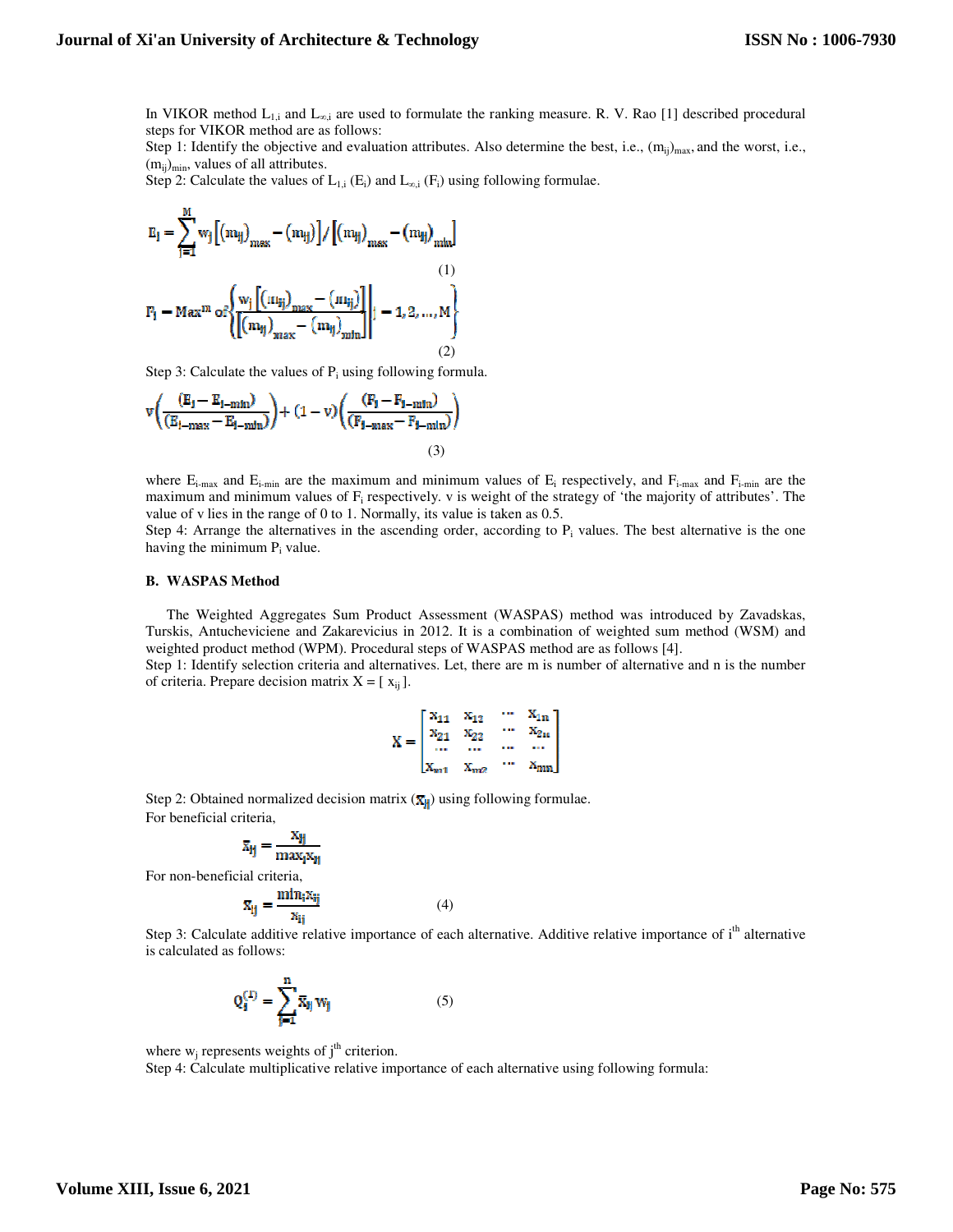In VIKOR method $L_{1,i}$ and $L_{\infty,i}$ are used to formulate the ranking measure. R. V. Rao [1] described procedural steps for VIKOR method are as follows:

Step 1: Identify the objective and evaluation attributes. Also determine the best, i.e., $(m_{ij})_{max}$, and the worst, i.e., $(m_{ij})_{min}$, values of all attributes.

Step 2: Calculate the values of $L_{1,i}$ ($E_i$) and $L_{\infty,i}$ ($F_i$) using following formulae.

$$E_i = \sum_{j=1}^{M} w_j \left[(m_{ij})_{max} - (m_{ij})\right] / \left[(m_{ij})_{max} - (m_{ij})_{min}\right] \tag{1}$$

$$F_i = Max^m \text{ of } \left\{ \frac{w_j \left[(m_{ij})_{max} - (m_{ij})\right]}{\left[(m_{ij})_{max} - (m_{ij})_{min}\right]} \middle| j = 1, 2, \dots, M \right\} \tag{2}$$

Step 3: Calculate the values of $P_i$ using following formula.

$$v\left(\frac{(E_i - E_{i-min})}{(E_{i-max} - E_{i-min})}\right) + (1 - v)\left(\frac{(F_i - F_{i-min})}{(F_{i-max} - F_{i-min})}\right) \tag{3}$$

where $E_{i-max}$ and $E_{i-min}$ are the maximum and minimum values of $E_i$ respectively, and $F_{i-max}$ and $F_{i-min}$ are the maximum and minimum values of $F_i$ respectively. v is weight of the strategy of 'the majority of attributes'. The value of v lies in the range of 0 to 1. Normally, its value is taken as 0.5.

Step 4: Arrange the alternatives in the ascending order, according to $P_i$ values. The best alternative is the one having the minimum $P_i$ value.

### B. WASPAS Method

The Weighted Aggregates Sum Product Assessment (WASPAS) method was introduced by Zavadskas, Turskis, Antucheviciene and Zakarevicius in 2012. It is a combination of weighted sum method (WSM) and weighted product method (WPM). Procedural steps of WASPAS method are as follows [4].

Step 1: Identify selection criteria and alternatives. Let, there are m is number of alternative and n is the number of criteria. Prepare decision matrix $X = [x_{ij}]$.

$$X = \begin{bmatrix} x_{11} & x_{12} & \cdots & x_{1n} \\ x_{21} & x_{22} & \cdots & x_{2n} \\ \cdots & \cdots & \cdots & \cdots \\ x_{m1} & x_{m2} & \cdots & x_{mn} \end{bmatrix}$$

Step 2: Obtained normalized decision matrix ($\bar{x}_{ij}$) using following formulae.

For beneficial criteria,

$$\bar{x}_{ij} = \frac{x_{ij}}{\max_i x_{ij}}$$

For non-beneficial criteria,

$$\bar{x}_{ij} = \frac{\min_i x_{ij}}{x_{ij}} \tag{4}$$

Step 3: Calculate additive relative importance of each alternative. Additive relative importance of $i^{th}$ alternative is calculated as follows:

$$Q_i^{(1)} = \sum_{j=1}^{n} \bar{x}_{ij} w_j \tag{5}$$

where $w_j$ represents weights of $j^{th}$ criterion.

Step 4: Calculate multiplicative relative importance of each alternative using following formula: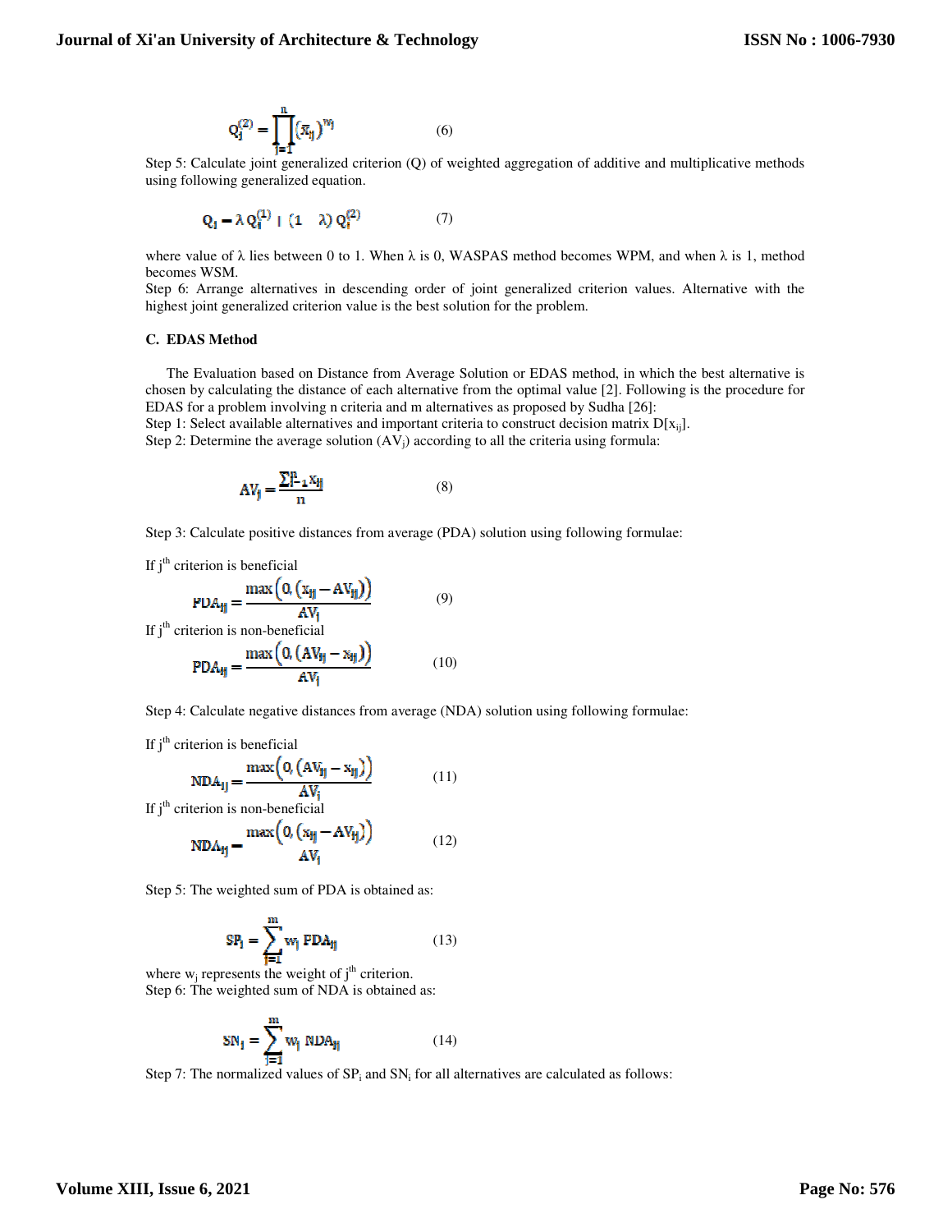$$Q_i^{(2)} = \prod_{j=1}^{n} (\bar{x}_{ij})^{w_j} \qquad (6)$$

Step 5: Calculate joint generalized criterion (Q) of weighted aggregation of additive and multiplicative methods using following generalized equation.

$$Q_i = \lambda Q_i^{(1)} + (1 - \lambda) Q_i^{(2)} \qquad (7)$$

where value of λ lies between 0 to 1. When λ is 0, WASPAS method becomes WPM, and when λ is 1, method becomes WSM.

Step 6: Arrange alternatives in descending order of joint generalized criterion values. Alternative with the highest joint generalized criterion value is the best solution for the problem.

### C. EDAS Method

The Evaluation based on Distance from Average Solution or EDAS method, in which the best alternative is chosen by calculating the distance of each alternative from the optimal value [2]. Following is the procedure for EDAS for a problem involving n criteria and m alternatives as proposed by Sudha [26]:

Step 1: Select available alternatives and important criteria to construct decision matrix $D[x_{ij}]$.

Step 2: Determine the average solution ($AV_j$) according to all the criteria using formula:

$$AV_j = \frac{\sum_{i=1}^{n} x_{ij}}{n} \qquad (8)$$

Step 3: Calculate positive distances from average (PDA) solution using following formulae:

If $j^{th}$ criterion is beneficial

$$PDA_{ij} = \frac{\max\left(0, \left(x_{ij} - AV_{ij}\right)\right)}{AV_j} \qquad (9)$$

If $j^{th}$ criterion is non-beneficial

$$PDA_{ij} = \frac{\max\left(0, \left(AV_{ij} - x_{ij}\right)\right)}{AV_j} \qquad (10)$$

Step 4: Calculate negative distances from average (NDA) solution using following formulae:

If $j^{th}$ criterion is beneficial

$$NDA_{ij} = \frac{\max\left(0, \left(AV_{ij} - x_{ij}\right)\right)}{AV_j} \qquad (11)$$

If $j^{th}$ criterion is non-beneficial

$$NDA_{ij} = \frac{\max\left(0, \left(x_{ij} - AV_{ij}\right)\right)}{AV_j} \qquad (12)$$

Step 5: The weighted sum of PDA is obtained as:

$$SP_i = \sum_{j=1}^{m} w_j \, PDA_{ij} \qquad (13)$$

where $w_j$ represents the weight of $j^{th}$ criterion.

Step 6: The weighted sum of NDA is obtained as:

$$SN_i = \sum_{j=1}^{m} w_j \, NDA_{ij} \qquad (14)$$

Step 7: The normalized values of $SP_i$ and $SN_i$ for all alternatives are calculated as follows: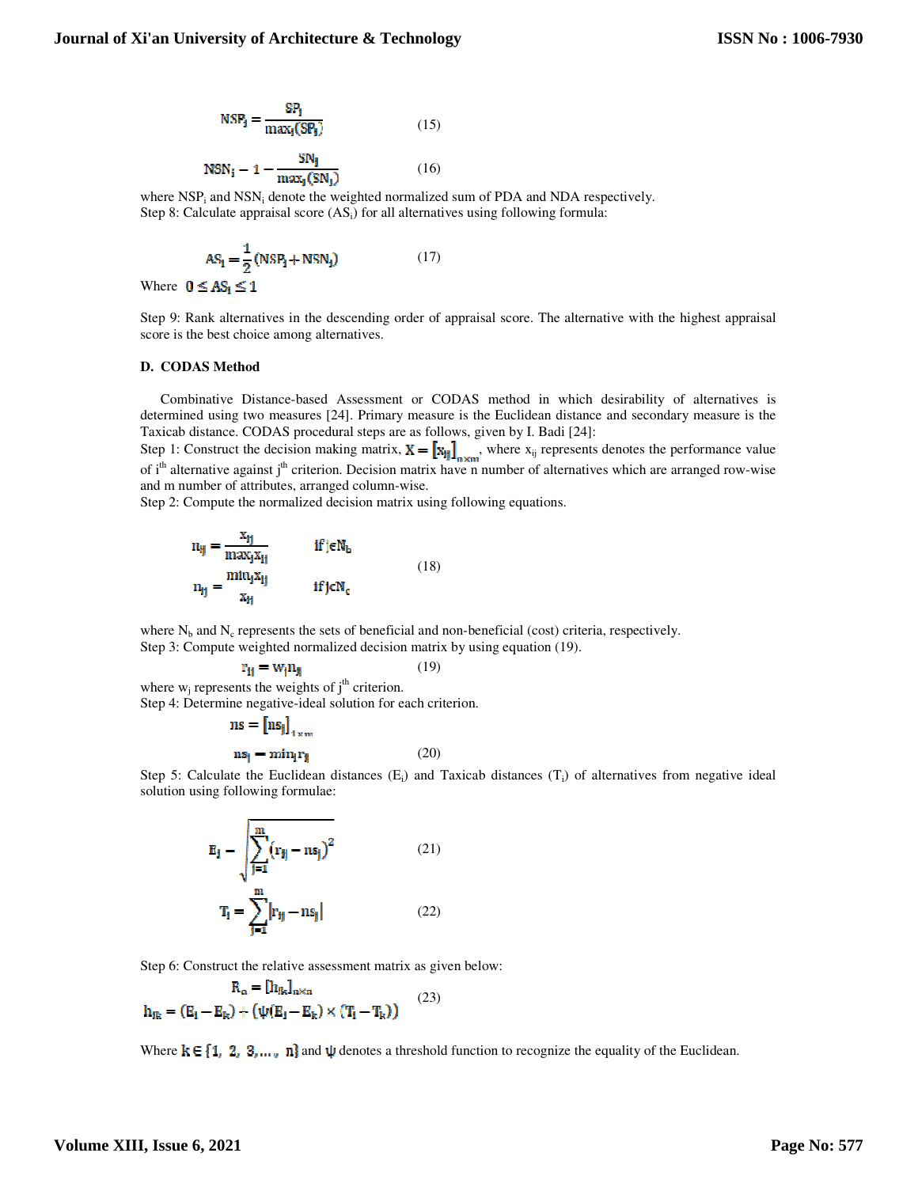$$NSP_i = \frac{SP_i}{max_i(SP_i)} \qquad (15)$$

$$NSN_i = 1 - \frac{SN_i}{max_i(SN_i)} \qquad (16)$$

where $NSP_i$ and $NSN_i$ denote the weighted normalized sum of PDA and NDA respectively.
Step 8: Calculate appraisal score ($AS_i$) for all alternatives using following formula:

$$AS_i = \frac{1}{2}(NSP_i + NSN_i) \qquad (17)$$

Where $0 \leq AS_i \leq 1$

Step 9: Rank alternatives in the descending order of appraisal score. The alternative with the highest appraisal score is the best choice among alternatives.

### D. CODAS Method

Combinative Distance-based Assessment or CODAS method in which desirability of alternatives is determined using two measures [24]. Primary measure is the Euclidean distance and secondary measure is the Taxicab distance. CODAS procedural steps are as follows, given by I. Badi [24]:

Step 1: Construct the decision making matrix, $X = [x_{ij}]_{n \times m}$, where $x_{ij}$ represents denotes the performance value of i[th] alternative against j[th] criterion. Decision matrix have n number of alternatives which are arranged row-wise and m number of attributes, arranged column-wise.

Step 2: Compute the normalized decision matrix using following equations.

$$n_{ij} = \frac{x_{ij}}{max_i x_{ij}} \quad if\ j \in N_b$$
$$n_{ij} = \frac{min_i x_{ij}}{x_{ij}} \quad if\ j \in N_c \qquad (18)$$

where $N_b$ and $N_c$ represents the sets of beneficial and non-beneficial (cost) criteria, respectively.

Step 3: Compute weighted normalized decision matrix by using equation (19).

$$r_{ij} = w_j n_{ij} \qquad (19)$$

where $w_j$ represents the weights of j[th] criterion.

Step 4: Determine negative-ideal solution for each criterion.

$$ns = [ns_j]_{1 \times m}$$
$$ns_j = min_i r_{ij} \qquad (20)$$

Step 5: Calculate the Euclidean distances ($E_i$) and Taxicab distances ($T_i$) of alternatives from negative ideal solution using following formulae:

$$E_i = \sqrt{\sum_{j=1}^{m}(r_{ij} - ns_j)^2} \qquad (21)$$

$$T_i = \sum_{j=1}^{m}|r_{ij} - ns_j| \qquad (22)$$

Step 6: Construct the relative assessment matrix as given below:

$$R_a = [h_{ik}]_{n \times n}$$
$$h_{ik} = (E_i - E_k) + (\psi(E_i - E_k) \times (T_i - T_k)) \qquad (23)$$

Where $k \in \{1, 2, 3, \ldots, n\}$ and $\psi$ denotes a threshold function to recognize the equality of the Euclidean.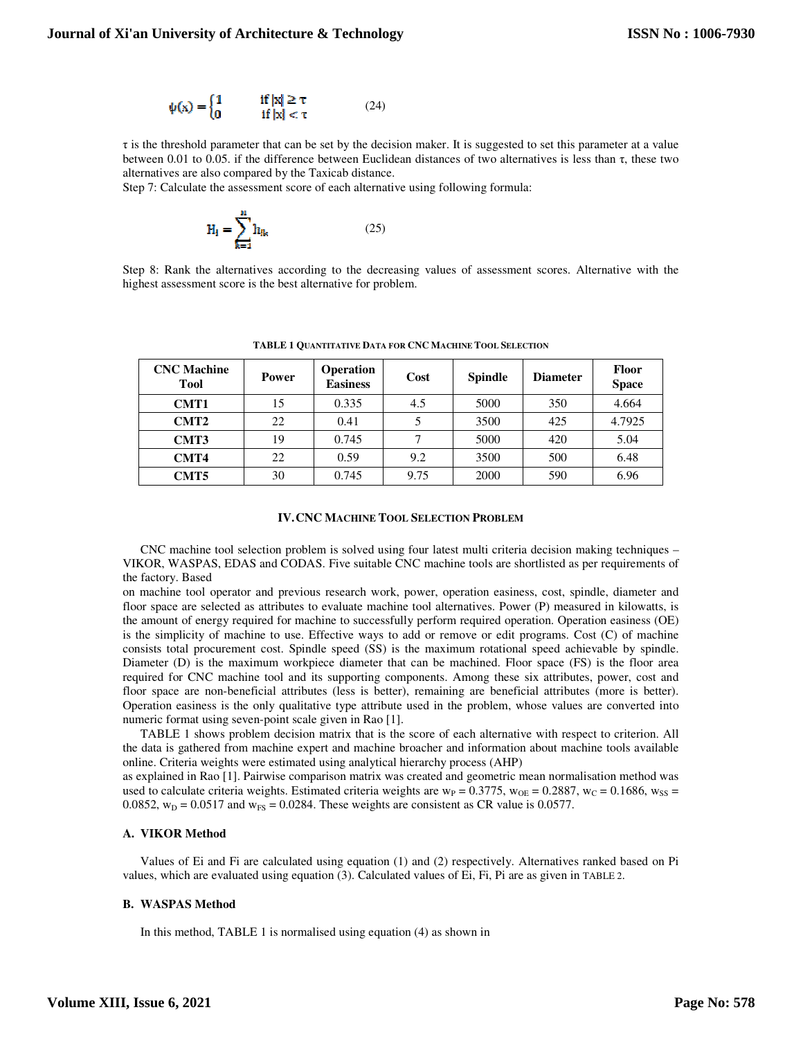$$\psi(x) = \begin{cases} 1 & \text{if } |x| \geq \tau \\ 0 & \text{if } |x| < \tau \end{cases} \quad (24)$$

τ is the threshold parameter that can be set by the decision maker. It is suggested to set this parameter at a value between 0.01 to 0.05. if the difference between Euclidean distances of two alternatives is less than τ, these two alternatives are also compared by the Taxicab distance.

Step 7: Calculate the assessment score of each alternative using following formula:

$$H_i = \sum_{k=1}^{n} h_{ik} \quad (25)$$

Step 8: Rank the alternatives according to the decreasing values of assessment scores. Alternative with the highest assessment score is the best alternative for problem.

**TABLE 1 QUANTITATIVE DATA FOR CNC MACHINE TOOL SELECTION**

| CNC Machine Tool | Power | Operation Easiness | Cost | Spindle | Diameter | Floor Space |
|---|---|---|---|---|---|---|
| **CMT1** | 15 | 0.335 | 4.5 | 5000 | 350 | 4.664 |
| **CMT2** | 22 | 0.41 | 5 | 3500 | 425 | 4.7925 |
| **CMT3** | 19 | 0.745 | 7 | 5000 | 420 | 5.04 |
| **CMT4** | 22 | 0.59 | 9.2 | 3500 | 500 | 6.48 |
| **CMT5** | 30 | 0.745 | 9.75 | 2000 | 590 | 6.96 |

## IV. CNC MACHINE TOOL SELECTION PROBLEM

CNC machine tool selection problem is solved using four latest multi criteria decision making techniques – VIKOR, WASPAS, EDAS and CODAS. Five suitable CNC machine tools are shortlisted as per requirements of the factory. Based on machine tool operator and previous research work, power, operation easiness, cost, spindle, diameter and floor space are selected as attributes to evaluate machine tool alternatives. Power (P) measured in kilowatts, is the amount of energy required for machine to successfully perform required operation. Operation easiness (OE) is the simplicity of machine to use. Effective ways to add or remove or edit programs. Cost (C) of machine consists total procurement cost. Spindle speed (SS) is the maximum rotational speed achievable by spindle. Diameter (D) is the maximum workpiece diameter that can be machined. Floor space (FS) is the floor area required for CNC machine tool and its supporting components. Among these six attributes, power, cost and floor space are non-beneficial attributes (less is better), remaining are beneficial attributes (more is better). Operation easiness is the only qualitative type attribute used in the problem, whose values are converted into numeric format using seven-point scale given in Rao [1].

TABLE 1 shows problem decision matrix that is the score of each alternative with respect to criterion. All the data is gathered from machine expert and machine broacher and information about machine tools available online. Criteria weights were estimated using analytical hierarchy process (AHP) as explained in Rao [1]. Pairwise comparison matrix was created and geometric mean normalisation method was used to calculate criteria weights. Estimated criteria weights are $w_P = 0.3775$, $w_{OE} = 0.2887$, $w_C = 0.1686$, $w_{SS} = 0.0852$, $w_D = 0.0517$ and $w_{FS} = 0.0284$. These weights are consistent as CR value is 0.0577.

### A. VIKOR Method

Values of Ei and Fi are calculated using equation (1) and (2) respectively. Alternatives ranked based on Pi values, which are evaluated using equation (3). Calculated values of Ei, Fi, Pi are as given in TABLE 2.

### B. WASPAS Method

In this method, TABLE 1 is normalised using equation (4) as shown in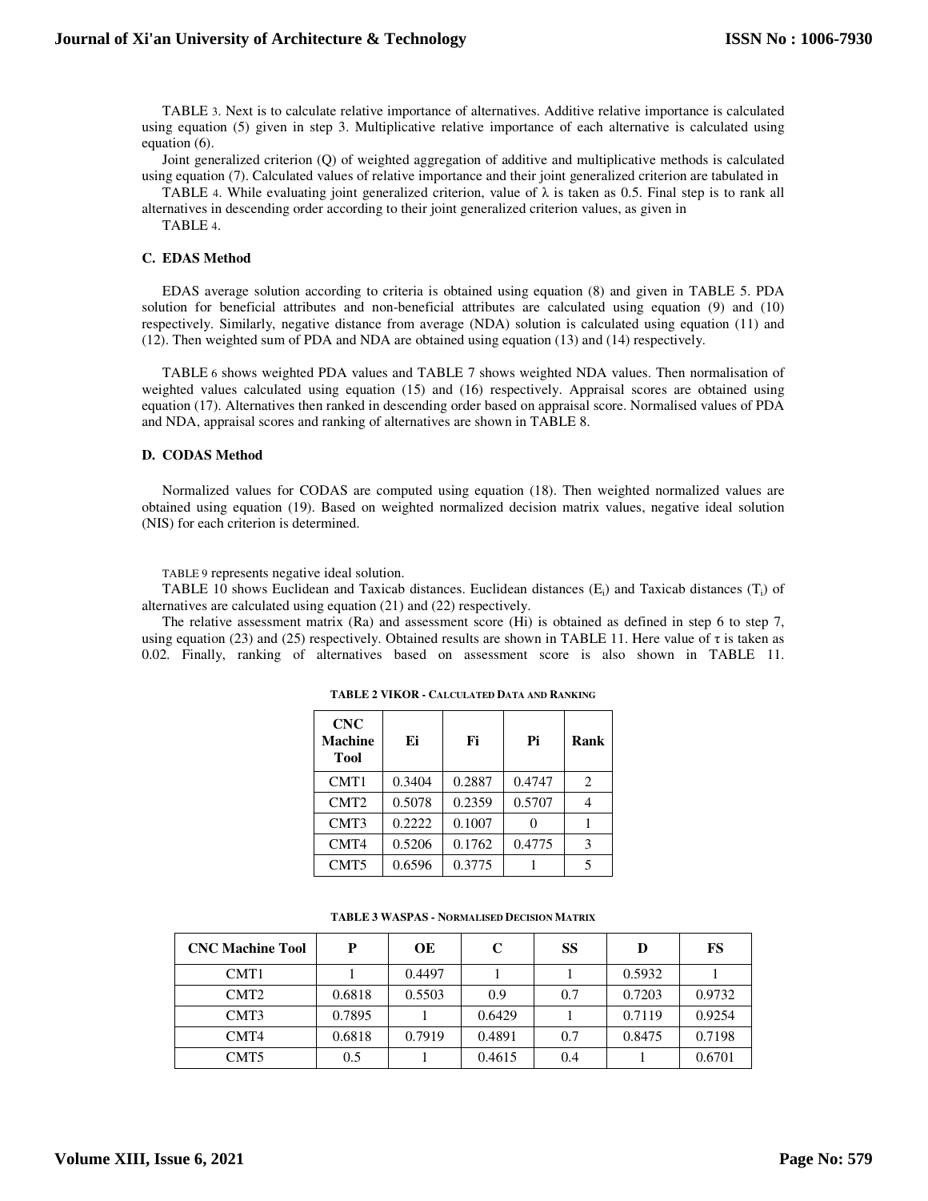TABLE 3. Next is to calculate relative importance of alternatives. Additive relative importance is calculated using equation (5) given in step 3. Multiplicative relative importance of each alternative is calculated using equation (6).

Joint generalized criterion (Q) of weighted aggregation of additive and multiplicative methods is calculated using equation (7). Calculated values of relative importance and their joint generalized criterion are tabulated in

TABLE 4. While evaluating joint generalized criterion, value of λ is taken as 0.5. Final step is to rank all alternatives in descending order according to their joint generalized criterion values, as given in

TABLE 4.

### C. EDAS Method

EDAS average solution according to criteria is obtained using equation (8) and given in TABLE 5. PDA solution for beneficial attributes and non-beneficial attributes are calculated using equation (9) and (10) respectively. Similarly, negative distance from average (NDA) solution is calculated using equation (11) and (12). Then weighted sum of PDA and NDA are obtained using equation (13) and (14) respectively.

TABLE 6 shows weighted PDA values and TABLE 7 shows weighted NDA values. Then normalisation of weighted values calculated using equation (15) and (16) respectively. Appraisal scores are obtained using equation (17). Alternatives then ranked in descending order based on appraisal score. Normalised values of PDA and NDA, appraisal scores and ranking of alternatives are shown in TABLE 8.

### D. CODAS Method

Normalized values for CODAS are computed using equation (18). Then weighted normalized values are obtained using equation (19). Based on weighted normalized decision matrix values, negative ideal solution (NIS) for each criterion is determined.

TABLE 9 represents negative ideal solution.

TABLE 10 shows Euclidean and Taxicab distances. Euclidean distances ($E_i$) and Taxicab distances ($T_i$) of alternatives are calculated using equation (21) and (22) respectively.

The relative assessment matrix (Ra) and assessment score (Hi) is obtained as defined in step 6 to step 7, using equation (23) and (25) respectively. Obtained results are shown in TABLE 11. Here value of τ is taken as 0.02. Finally, ranking of alternatives based on assessment score is also shown in TABLE 11.

**TABLE 2 VIKOR - CALCULATED DATA AND RANKING**

| CNC Machine Tool | Ei | Fi | Pi | Rank |
|---|---|---|---|---|
| CMT1 | 0.3404 | 0.2887 | 0.4747 | 2 |
| CMT2 | 0.5078 | 0.2359 | 0.5707 | 4 |
| CMT3 | 0.2222 | 0.1007 | 0 | 1 |
| CMT4 | 0.5206 | 0.1762 | 0.4775 | 3 |
| CMT5 | 0.6596 | 0.3775 | 1 | 5 |

**TABLE 3 WASPAS - NORMALISED DECISION MATRIX**

| CNC Machine Tool | P | OE | C | SS | D | FS |
|---|---|---|---|---|---|---|
| CMT1 | 1 | 0.4497 | 1 | 1 | 0.5932 | 1 |
| CMT2 | 0.6818 | 0.5503 | 0.9 | 0.7 | 0.7203 | 0.9732 |
| CMT3 | 0.7895 | 1 | 0.6429 | 1 | 0.7119 | 0.9254 |
| CMT4 | 0.6818 | 0.7919 | 0.4891 | 0.7 | 0.8475 | 0.7198 |
| CMT5 | 0.5 | 1 | 0.4615 | 0.4 | 1 | 0.6701 |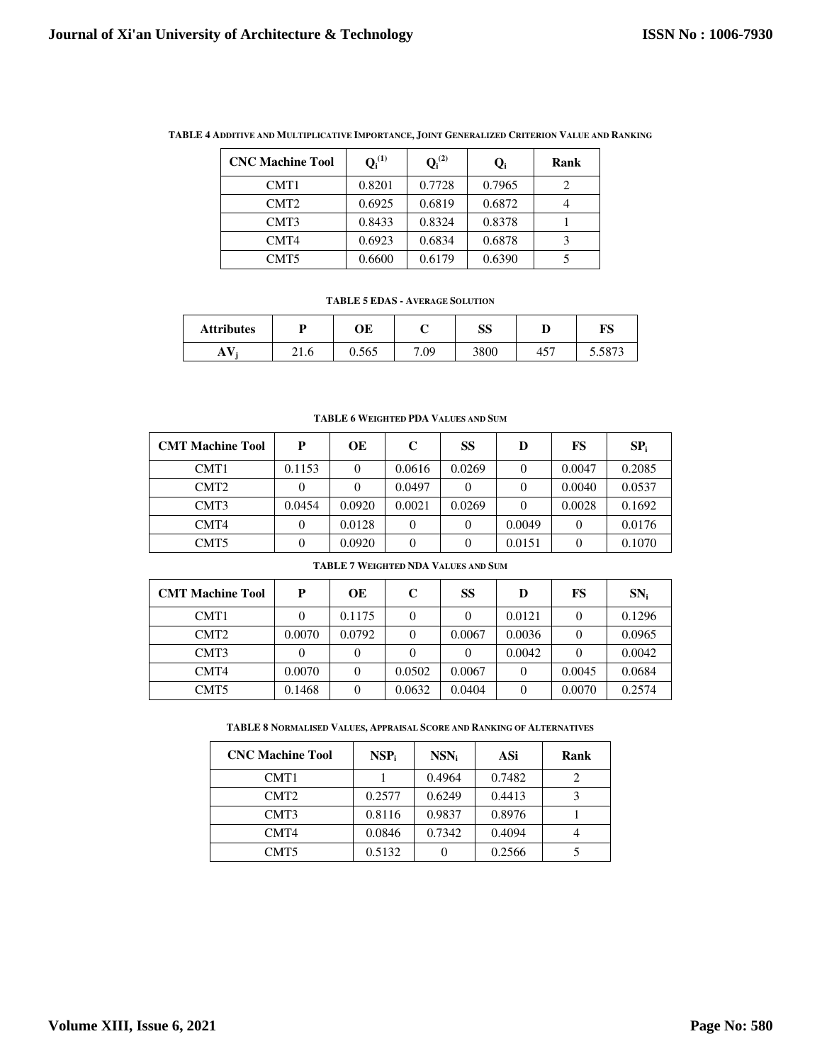**TABLE 4 ADDITIVE AND MULTIPLICATIVE IMPORTANCE, JOINT GENERALIZED CRITERION VALUE AND RANKING**

| CNC Machine Tool | $Q_i^{(1)}$ | $Q_i^{(2)}$ | $Q_i$ | Rank |
|---|---|---|---|---|
| CMT1 | 0.8201 | 0.7728 | 0.7965 | 2 |
| CMT2 | 0.6925 | 0.6819 | 0.6872 | 4 |
| CMT3 | 0.8433 | 0.8324 | 0.8378 | 1 |
| CMT4 | 0.6923 | 0.6834 | 0.6878 | 3 |
| CMT5 | 0.6600 | 0.6179 | 0.6390 | 5 |

**TABLE 5 EDAS - AVERAGE SOLUTION**

| Attributes | P | OE | C | SS | D | FS |
|---|---|---|---|---|---|---|
| $AV_j$ | 21.6 | 0.565 | 7.09 | 3800 | 457 | 5.5873 |

**TABLE 6 WEIGHTED PDA VALUES AND SUM**

| CMT Machine Tool | P | OE | C | SS | D | FS | $SP_i$ |
|---|---|---|---|---|---|---|---|
| CMT1 | 0.1153 | 0 | 0.0616 | 0.0269 | 0 | 0.0047 | 0.2085 |
| CMT2 | 0 | 0 | 0.0497 | 0 | 0 | 0.0040 | 0.0537 |
| CMT3 | 0.0454 | 0.0920 | 0.0021 | 0.0269 | 0 | 0.0028 | 0.1692 |
| CMT4 | 0 | 0.0128 | 0 | 0 | 0.0049 | 0 | 0.0176 |
| CMT5 | 0 | 0.0920 | 0 | 0 | 0.0151 | 0 | 0.1070 |

**TABLE 7 WEIGHTED NDA VALUES AND SUM**

| CMT Machine Tool | P | OE | C | SS | D | FS | $SN_i$ |
|---|---|---|---|---|---|---|---|
| CMT1 | 0 | 0.1175 | 0 | 0 | 0.0121 | 0 | 0.1296 |
| CMT2 | 0.0070 | 0.0792 | 0 | 0.0067 | 0.0036 | 0 | 0.0965 |
| CMT3 | 0 | 0 | 0 | 0 | 0.0042 | 0 | 0.0042 |
| CMT4 | 0.0070 | 0 | 0.0502 | 0.0067 | 0 | 0.0045 | 0.0684 |
| CMT5 | 0.1468 | 0 | 0.0632 | 0.0404 | 0 | 0.0070 | 0.2574 |

**TABLE 8 NORMALISED VALUES, APPRAISAL SCORE AND RANKING OF ALTERNATIVES**

| CNC Machine Tool | $NSP_i$ | $NSN_i$ | ASi | Rank |
|---|---|---|---|---|
| CMT1 | 1 | 0.4964 | 0.7482 | 2 |
| CMT2 | 0.2577 | 0.6249 | 0.4413 | 3 |
| CMT3 | 0.8116 | 0.9837 | 0.8976 | 1 |
| CMT4 | 0.0846 | 0.7342 | 0.4094 | 4 |
| CMT5 | 0.5132 | 0 | 0.2566 | 5 |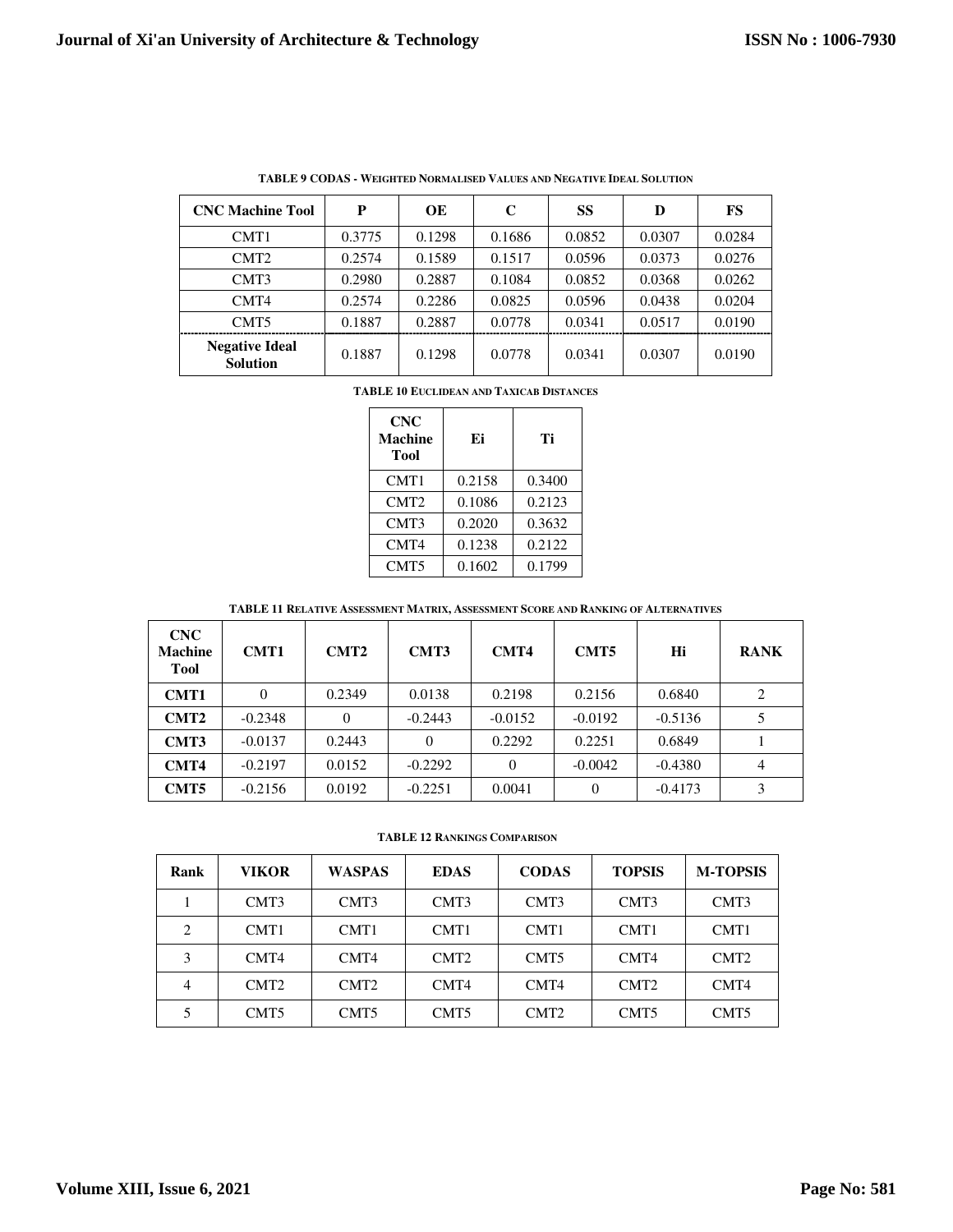TABLE 9 CODAS - WEIGHTED NORMALISED VALUES AND NEGATIVE IDEAL SOLUTION

| CNC Machine Tool | P | OE | C | SS | D | FS |
|---|---|---|---|---|---|---|
| CMT1 | 0.3775 | 0.1298 | 0.1686 | 0.0852 | 0.0307 | 0.0284 |
| CMT2 | 0.2574 | 0.1589 | 0.1517 | 0.0596 | 0.0373 | 0.0276 |
| CMT3 | 0.2980 | 0.2887 | 0.1084 | 0.0852 | 0.0368 | 0.0262 |
| CMT4 | 0.2574 | 0.2286 | 0.0825 | 0.0596 | 0.0438 | 0.0204 |
| CMT5 | 0.1887 | 0.2887 | 0.0778 | 0.0341 | 0.0517 | 0.0190 |
| **Negative Ideal Solution** | 0.1887 | 0.1298 | 0.0778 | 0.0341 | 0.0307 | 0.0190 |

TABLE 10 EUCLIDEAN AND TAXICAB DISTANCES

| CNC Machine Tool | Ei | Ti |
|---|---|---|
| CMT1 | 0.2158 | 0.3400 |
| CMT2 | 0.1086 | 0.2123 |
| CMT3 | 0.2020 | 0.3632 |
| CMT4 | 0.1238 | 0.2122 |
| CMT5 | 0.1602 | 0.1799 |

TABLE 11 RELATIVE ASSESSMENT MATRIX, ASSESSMENT SCORE AND RANKING OF ALTERNATIVES

| CNC Machine Tool | CMT1 | CMT2 | CMT3 | CMT4 | CMT5 | Hi | RANK |
|---|---|---|---|---|---|---|---|
| **CMT1** | 0 | 0.2349 | 0.0138 | 0.2198 | 0.2156 | 0.6840 | 2 |
| **CMT2** | -0.2348 | 0 | -0.2443 | -0.0152 | -0.0192 | -0.5136 | 5 |
| **CMT3** | -0.0137 | 0.2443 | 0 | 0.2292 | 0.2251 | 0.6849 | 1 |
| **CMT4** | -0.2197 | 0.0152 | -0.2292 | 0 | -0.0042 | -0.4380 | 4 |
| **CMT5** | -0.2156 | 0.0192 | -0.2251 | 0.0041 | 0 | -0.4173 | 3 |

TABLE 12 RANKINGS COMPARISON

| Rank | VIKOR | WASPAS | EDAS | CODAS | TOPSIS | M-TOPSIS |
|---|---|---|---|---|---|---|
| 1 | CMT3 | CMT3 | CMT3 | CMT3 | CMT3 | CMT3 |
| 2 | CMT1 | CMT1 | CMT1 | CMT1 | CMT1 | CMT1 |
| 3 | CMT4 | CMT4 | CMT2 | CMT5 | CMT4 | CMT2 |
| 4 | CMT2 | CMT2 | CMT4 | CMT4 | CMT2 | CMT4 |
| 5 | CMT5 | CMT5 | CMT5 | CMT2 | CMT5 | CMT5 |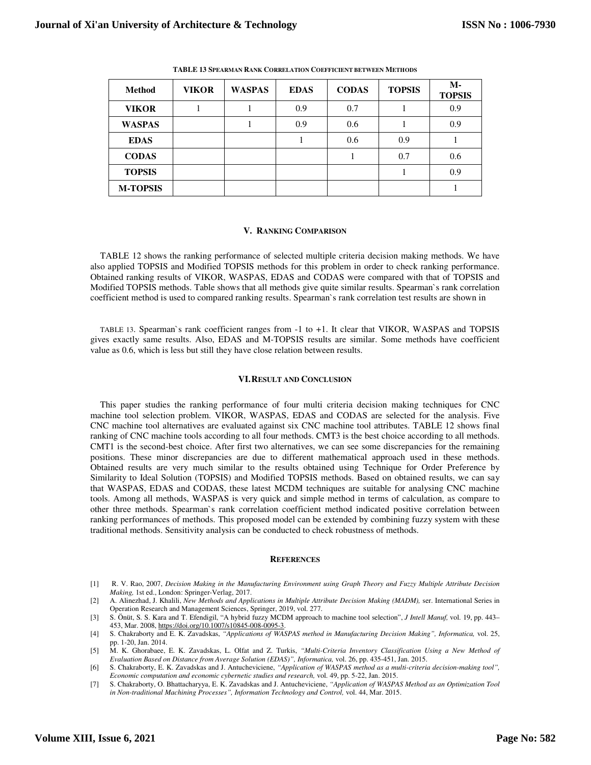TABLE 13 SPEARMAN RANK CORRELATION COEFFICIENT BETWEEN METHODS

| Method | VIKOR | WASPAS | EDAS | CODAS | TOPSIS | M-TOPSIS |
|---|---|---|---|---|---|---|
| VIKOR | 1 | 1 | 0.9 | 0.7 | 1 | 0.9 |
| WASPAS | | 1 | 0.9 | 0.6 | 1 | 0.9 |
| EDAS | | | 1 | 0.6 | 0.9 | 1 |
| CODAS | | | | 1 | 0.7 | 0.6 |
| TOPSIS | | | | | 1 | 0.9 |
| M-TOPSIS | | | | | | 1 |

## V. RANKING COMPARISON

TABLE 12 shows the ranking performance of selected multiple criteria decision making methods. We have also applied TOPSIS and Modified TOPSIS methods for this problem in order to check ranking performance. Obtained ranking results of VIKOR, WASPAS, EDAS and CODAS were compared with that of TOPSIS and Modified TOPSIS methods. Table shows that all methods give quite similar results. Spearman`s rank correlation coefficient method is used to compared ranking results. Spearman`s rank correlation test results are shown in

TABLE 13. Spearman`s rank coefficient ranges from -1 to +1. It clear that VIKOR, WASPAS and TOPSIS gives exactly same results. Also, EDAS and M-TOPSIS results are similar. Some methods have coefficient value as 0.6, which is less but still they have close relation between results.

## VI. RESULT AND CONCLUSION

This paper studies the ranking performance of four multi criteria decision making techniques for CNC machine tool selection problem. VIKOR, WASPAS, EDAS and CODAS are selected for the analysis. Five CNC machine tool alternatives are evaluated against six CNC machine tool attributes. TABLE 12 shows final ranking of CNC machine tools according to all four methods. CMT3 is the best choice according to all methods. CMT1 is the second-best choice. After first two alternatives, we can see some discrepancies for the remaining positions. These minor discrepancies are due to different mathematical approach used in these methods. Obtained results are very much similar to the results obtained using Technique for Order Preference by Similarity to Ideal Solution (TOPSIS) and Modified TOPSIS methods. Based on obtained results, we can say that WASPAS, EDAS and CODAS, these latest MCDM techniques are suitable for analysing CNC machine tools. Among all methods, WASPAS is very quick and simple method in terms of calculation, as compare to other three methods. Spearman`s rank correlation coefficient method indicated positive correlation between ranking performances of methods. This proposed model can be extended by combining fuzzy system with these traditional methods. Sensitivity analysis can be conducted to check robustness of methods.

## REFERENCES

[1] R. V. Rao, 2007, *Decision Making in the Manufacturing Environment using Graph Theory and Fuzzy Multiple Attribute Decision Making,* 1st ed., London: Springer-Verlag, 2017.

[2] A. Alinezhad, J. Khalili, *New Methods and Applications in Multiple Attribute Decision Making (MADM),* ser. International Series in Operation Research and Management Sciences, Springer, 2019, vol. 277.

[3] S. Önüt, S. S. Kara and T. Efendigil, "A hybrid fuzzy MCDM approach to machine tool selection", *J Intell Manuf,* vol. 19, pp. 443–453, Mar. 2008, https://doi.org/10.1007/s10845-008-0095-3.

[4] S. Chakraborty and E. K. Zavadskas, *"Applications of WASPAS method in Manufacturing Decision Making", Informatica,* vol. 25, pp. 1-20, Jan. 2014.

[5] M. K. Ghorabaee, E. K. Zavadskas, L. Olfat and Z. Turkis, *"Multi-Criteria Inventory Classification Using a New Method of Evaluation Based on Distance from Average Solution (EDAS)", Informatica,* vol. 26, pp. 435-451, Jan. 2015.

[6] S. Chakraborty, E. K. Zavadskas and J. Antucheviciene, *"Application of WASPAS method as a multi-criteria decision-making tool", Economic computation and economic cybernetic studies and research,* vol. 49, pp. 5-22, Jan. 2015.

[7] S. Chakraborty, O. Bhattacharyya, E. K. Zavadskas and J. Antucheviciene, *"Application of WASPAS Method as an Optimization Tool in Non-traditional Machining Processes", Information Technology and Control,* vol. 44, Mar. 2015.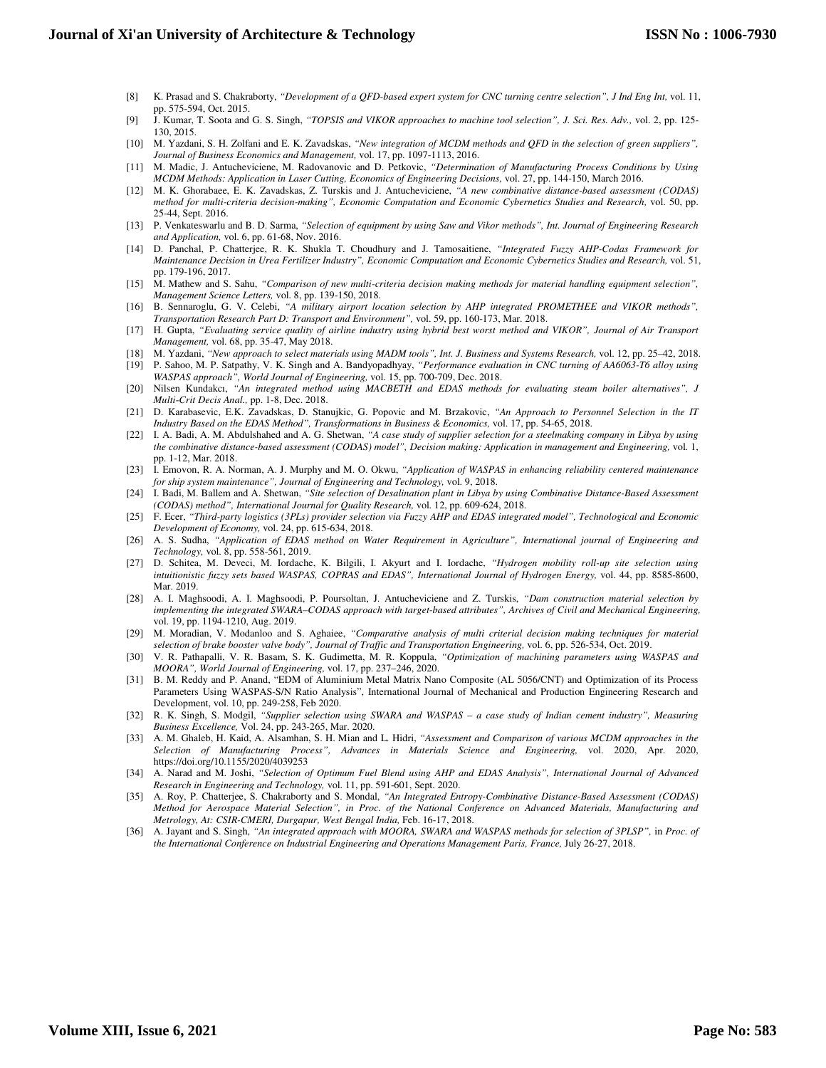[8] K. Prasad and S. Chakraborty, *"Development of a QFD-based expert system for CNC turning centre selection", J Ind Eng Int,* vol. 11, pp. 575-594, Oct. 2015.

[9] J. Kumar, T. Soota and G. S. Singh, *"TOPSIS and VIKOR approaches to machine tool selection", J. Sci. Res. Adv.,* vol. 2, pp. 125-130, 2015.

[10] M. Yazdani, S. H. Zolfani and E. K. Zavadskas, *"New integration of MCDM methods and QFD in the selection of green suppliers", Journal of Business Economics and Management,* vol. 17, pp. 1097-1113, 2016.

[11] M. Madic, J. Antucheviciene, M. Radovanovic and D. Petkovic, *"Determination of Manufacturing Process Conditions by Using MCDM Methods: Application in Laser Cutting, Economics of Engineering Decisions,* vol. 27, pp. 144-150, March 2016.

[12] M. K. Ghorabaee, E. K. Zavadskas, Z. Turskis and J. Antucheviciene, *"A new combinative distance-based assessment (CODAS) method for multi-criteria decision-making", Economic Computation and Economic Cybernetics Studies and Research,* vol. 50, pp. 25-44, Sept. 2016.

[13] P. Venkateswarlu and B. D. Sarma, *"Selection of equipment by using Saw and Vikor methods", Int. Journal of Engineering Research and Application,* vol. 6, pp. 61-68, Nov. 2016.

[14] D. Panchal, P. Chatterjee, R. K. Shukla T. Choudhury and J. Tamosaitiene, *"Integrated Fuzzy AHP-Codas Framework for Maintenance Decision in Urea Fertilizer Industry", Economic Computation and Economic Cybernetics Studies and Research,* vol. 51, pp. 179-196, 2017.

[15] M. Mathew and S. Sahu, *"Comparison of new multi-criteria decision making methods for material handling equipment selection", Management Science Letters,* vol. 8, pp. 139-150, 2018.

[16] B. Sennaroglu, G. V. Celebi, *"A military airport location selection by AHP integrated PROMETHEE and VIKOR methods", Transportation Research Part D: Transport and Environment",* vol. 59, pp. 160-173, Mar. 2018.

[17] H. Gupta, *"Evaluating service quality of airline industry using hybrid best worst method and VIKOR", Journal of Air Transport Management,* vol. 68, pp. 35-47, May 2018.

[18] M. Yazdani, *"New approach to select materials using MADM tools", Int. J. Business and Systems Research,* vol. 12, pp. 25–42, 2018.

[19] P. Sahoo, M. P. Satpathy, V. K. Singh and A. Bandyopadhyay, *"Performance evaluation in CNC turning of AA6063-T6 alloy using WASPAS approach", World Journal of Engineering,* vol. 15, pp. 700-709, Dec. 2018.

[20] Nilsen Kundakcı, *"An integrated method using MACBETH and EDAS methods for evaluating steam boiler alternatives", J Multi-Crit Decis Anal.,* pp. 1-8, Dec. 2018.

[21] D. Karabasevic, E.K. Zavadskas, D. Stanujkic, G. Popovic and M. Brzakovic, *"An Approach to Personnel Selection in the IT Industry Based on the EDAS Method", Transformations in Business & Economics,* vol. 17, pp. 54-65, 2018.

[22] I. A. Badi, A. M. Abdulshahed and A. G. Shetwan, *"A case study of supplier selection for a steelmaking company in Libya by using the combinative distance-based assessment (CODAS) model", Decision making: Application in management and Engineering,* vol. 1, pp. 1-12, Mar. 2018.

[23] I. Emovon, R. A. Norman, A. J. Murphy and M. O. Okwu, *"Application of WASPAS in enhancing reliability centered maintenance for ship system maintenance", Journal of Engineering and Technology,* vol. 9, 2018.

[24] I. Badi, M. Ballem and A. Shetwan, *"Site selection of Desalination plant in Libya by using Combinative Distance-Based Assessment (CODAS) method", International Journal for Quality Research,* vol. 12, pp. 609-624, 2018.

[25] F. Ecer, *"Third-party logistics (3PLs) provider selection via Fuzzy AHP and EDAS integrated model", Technological and Economic Development of Economy,* vol. 24, pp. 615-634, 2018.

[26] A. S. Sudha, *"Application of EDAS method on Water Requirement in Agriculture", International journal of Engineering and Technology,* vol. 8, pp. 558-561, 2019.

[27] D. Schitea, M. Deveci, M. Iordache, K. Bilgili, I. Akyurt and I. Iordache, *"Hydrogen mobility roll-up site selection using intuitionistic fuzzy sets based WASPAS, COPRAS and EDAS", International Journal of Hydrogen Energy,* vol. 44, pp. 8585-8600, Mar. 2019.

[28] A. I. Maghsoodi, A. I. Maghsoodi, P. Poursoltan, J. Antucheviciene and Z. Turskis, *"Dam construction material selection by implementing the integrated SWARA–CODAS approach with target-based attributes", Archives of Civil and Mechanical Engineering,* vol. 19, pp. 1194-1210, Aug. 2019.

[29] M. Moradian, V. Modanloo and S. Aghaiee, *"Comparative analysis of multi criterial decision making techniques for material selection of brake booster valve body", Journal of Traffic and Transportation Engineering,* vol. 6, pp. 526-534, Oct. 2019.

[30] V. R. Pathapalli, V. R. Basam, S. K. Gudimetta, M. R. Koppula, *"Optimization of machining parameters using WASPAS and MOORA", World Journal of Engineering,* vol. 17, pp. 237–246, 2020.

[31] B. M. Reddy and P. Anand, "EDM of Aluminium Metal Matrix Nano Composite (AL 5056/CNT) and Optimization of its Process Parameters Using WASPAS-S/N Ratio Analysis", International Journal of Mechanical and Production Engineering Research and Development, vol. 10, pp. 249-258, Feb 2020.

[32] R. K. Singh, S. Modgil, *"Supplier selection using SWARA and WASPAS – a case study of Indian cement industry", Measuring Business Excellence,* Vol. 24, pp. 243-265, Mar. 2020.

[33] A. M. Ghaleb, H. Kaid, A. Alsamhan, S. H. Mian and L. Hidri, *"Assessment and Comparison of various MCDM approaches in the Selection of Manufacturing Process", Advances in Materials Science and Engineering,* vol. 2020, Apr. 2020, https://doi.org/10.1155/2020/4039253

[34] A. Narad and M. Joshi, *"Selection of Optimum Fuel Blend using AHP and EDAS Analysis", International Journal of Advanced Research in Engineering and Technology,* vol. 11, pp. 591-601, Sept. 2020.

[35] A. Roy, P. Chatterjee, S. Chakraborty and S. Mondal, *"An Integrated Entropy-Combinative Distance-Based Assessment (CODAS) Method for Aerospace Material Selection", in Proc. of the National Conference on Advanced Materials, Manufacturing and Metrology, At: CSIR-CMERI, Durgapur, West Bengal India,* Feb. 16-17, 2018.

[36] A. Jayant and S. Singh, *"An integrated approach with MOORA, SWARA and WASPAS methods for selection of 3PLSP",* in *Proc. of the International Conference on Industrial Engineering and Operations Management Paris, France,* July 26-27, 2018.